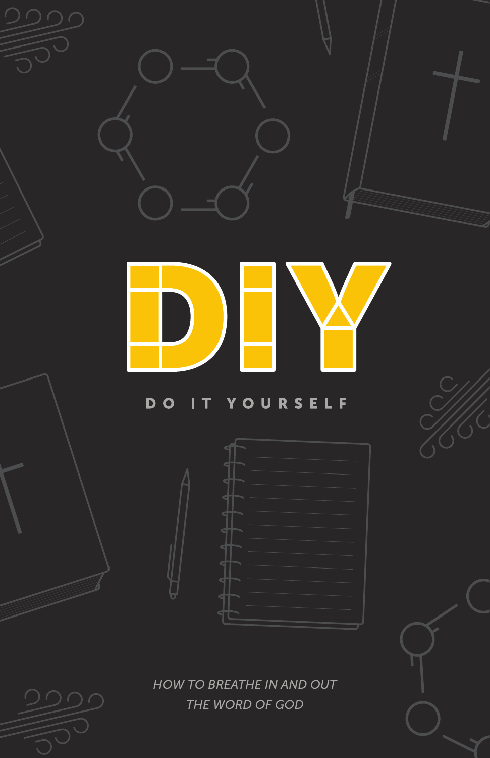# DIY

**DO IT YOURSELF**

*HOW TO BREATHE IN AND OUT THE WORD OF GOD*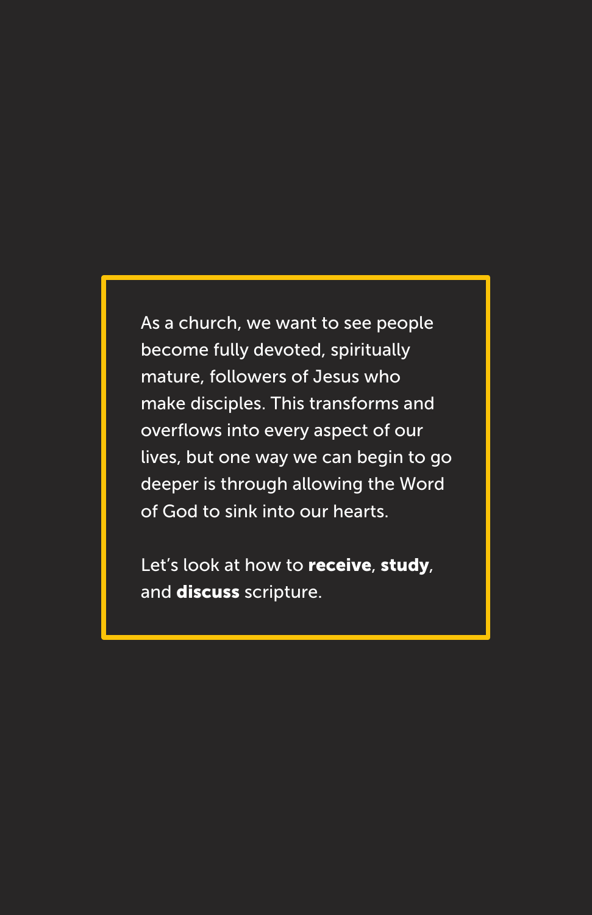As a church, we want to see people become fully devoted, spiritually mature, followers of Jesus who make disciples. This transforms and overflows into every aspect of our lives, but one way we can begin to go deeper is through allowing the Word of God to sink into our hearts.

Let's look at how to **receive**, **study**, and **discuss** scripture.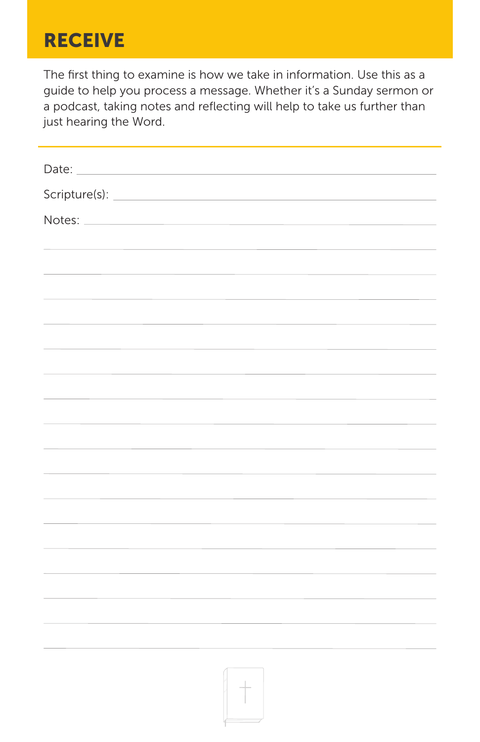## RECEIVE

The first thing to examine is how we take in information. Use this as a guide to help you process a message. Whether it's a Sunday sermon or a podcast, taking notes and reflecting will help to take us further than just hearing the Word.

---

Date: ______________________________

Scripture(s): ______________________________

Notes: ______________________________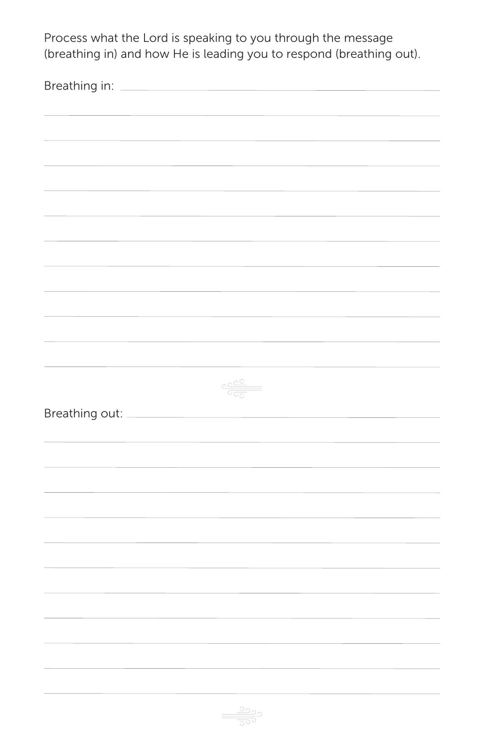Process what the Lord is speaking to you through the message (breathing in) and how He is leading you to respond (breathing out).

Breathing in:

Breathing out: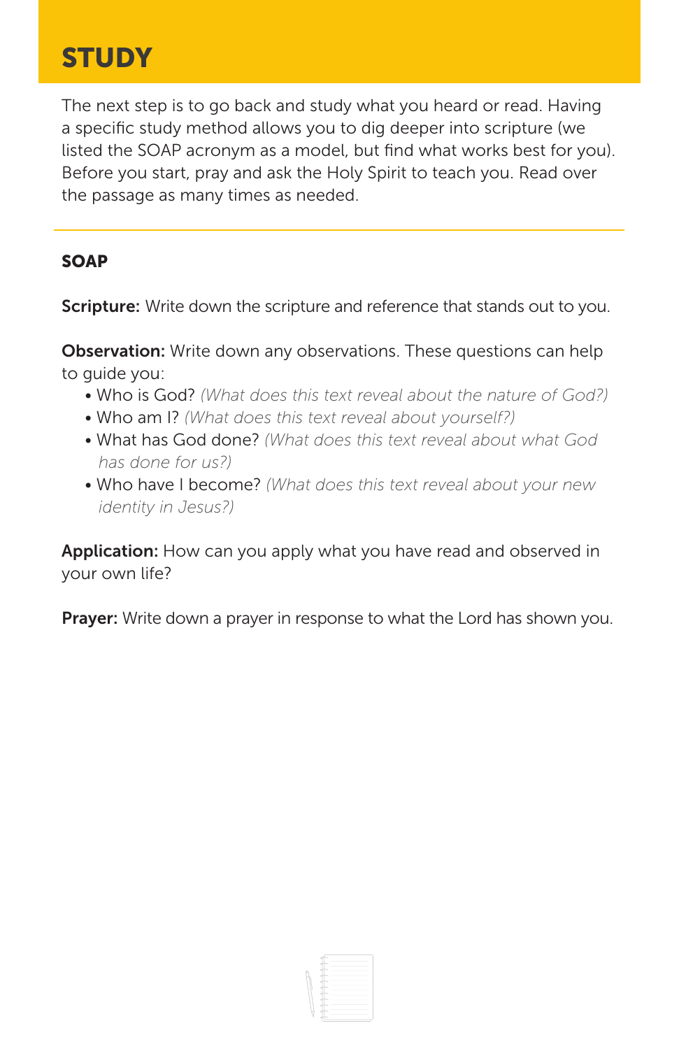# STUDY

The next step is to go back and study what you heard or read. Having a specific study method allows you to dig deeper into scripture (we listed the SOAP acronym as a model, but find what works best for you). Before you start, pray and ask the Holy Spirit to teach you. Read over the passage as many times as needed.

---

### SOAP

**Scripture:** Write down the scripture and reference that stands out to you.

**Observation:** Write down any observations. These questions can help to guide you:

- Who is God? *(What does this text reveal about the nature of God?)*
- Who am I? *(What does this text reveal about yourself?)*
- What has God done? *(What does this text reveal about what God has done for us?)*
- Who have I become? *(What does this text reveal about your new identity in Jesus?)*

**Application:** How can you apply what you have read and observed in your own life?

**Prayer:** Write down a prayer in response to what the Lord has shown you.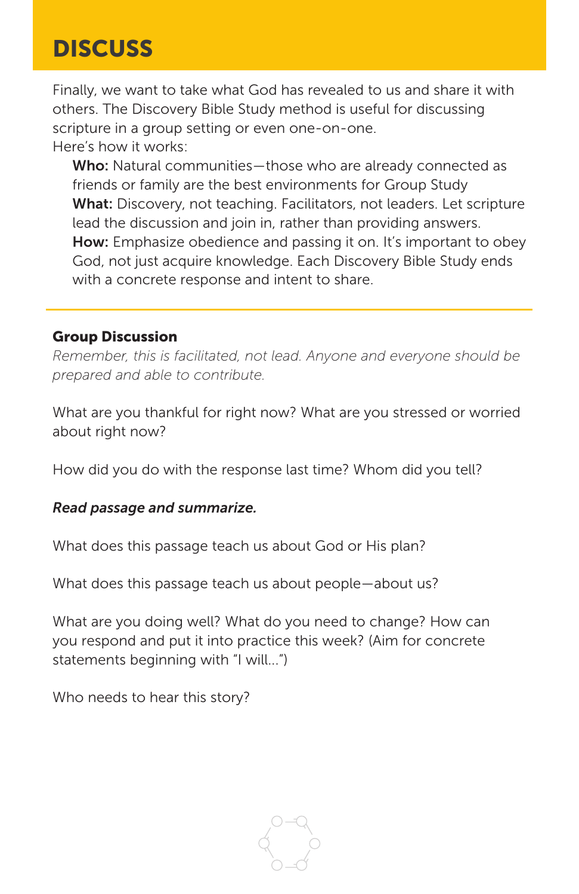# DISCUSS

Finally, we want to take what God has revealed to us and share it with others. The Discovery Bible Study method is useful for discussing scripture in a group setting or even one-on-one.
Here's how it works:

**Who:** Natural communities—those who are already connected as friends or family are the best environments for Group Study
**What:** Discovery, not teaching. Facilitators, not leaders. Let scripture lead the discussion and join in, rather than providing answers.
**How:** Emphasize obedience and passing it on. It's important to obey God, not just acquire knowledge. Each Discovery Bible Study ends with a concrete response and intent to share.

---

**Group Discussion**
*Remember, this is facilitated, not lead. Anyone and everyone should be prepared and able to contribute.*

What are you thankful for right now? What are you stressed or worried about right now?

How did you do with the response last time? Whom did you tell?

***Read passage and summarize.***

What does this passage teach us about God or His plan?

What does this passage teach us about people—about us?

What are you doing well? What do you need to change? How can you respond and put it into practice this week? (Aim for concrete statements beginning with "I will...")

Who needs to hear this story?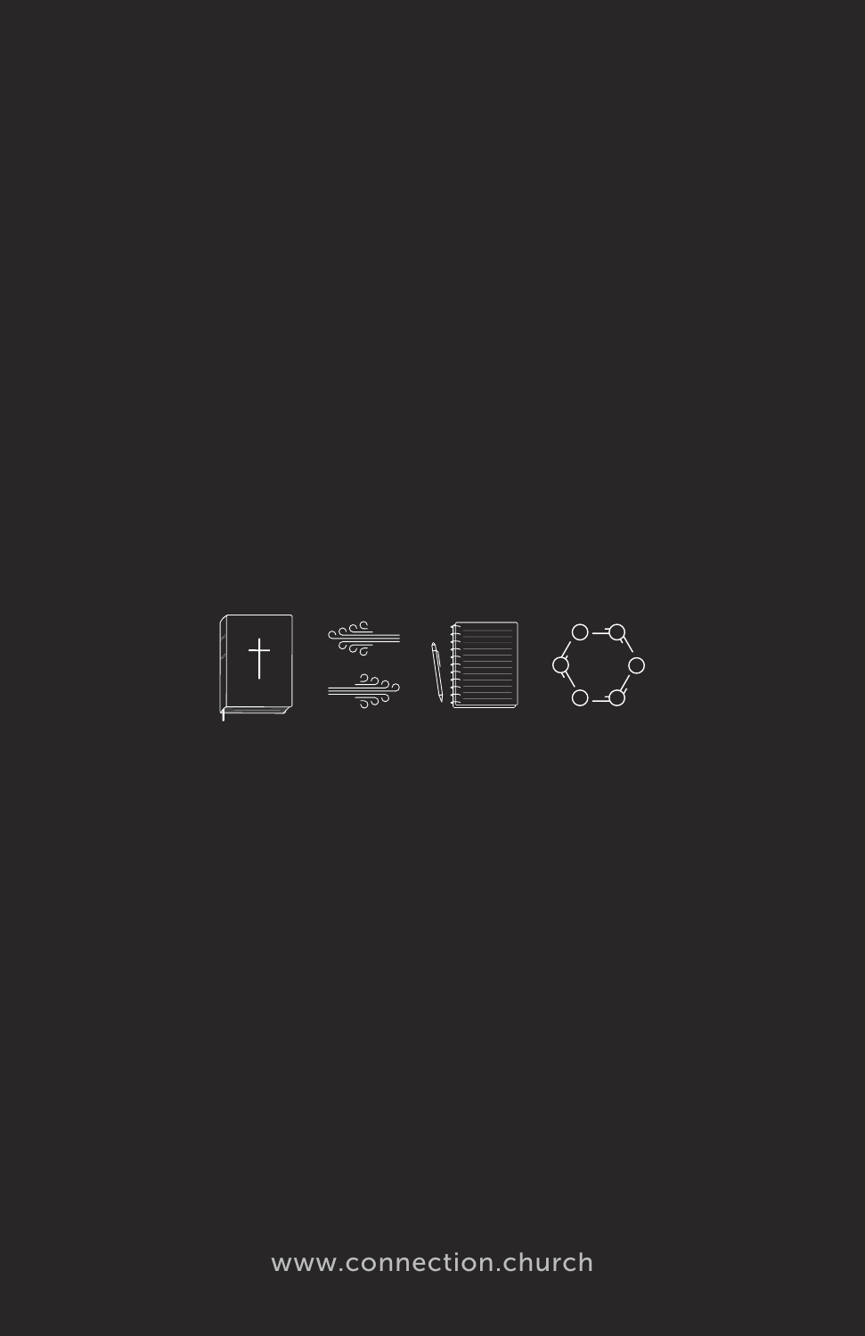www.connection.church